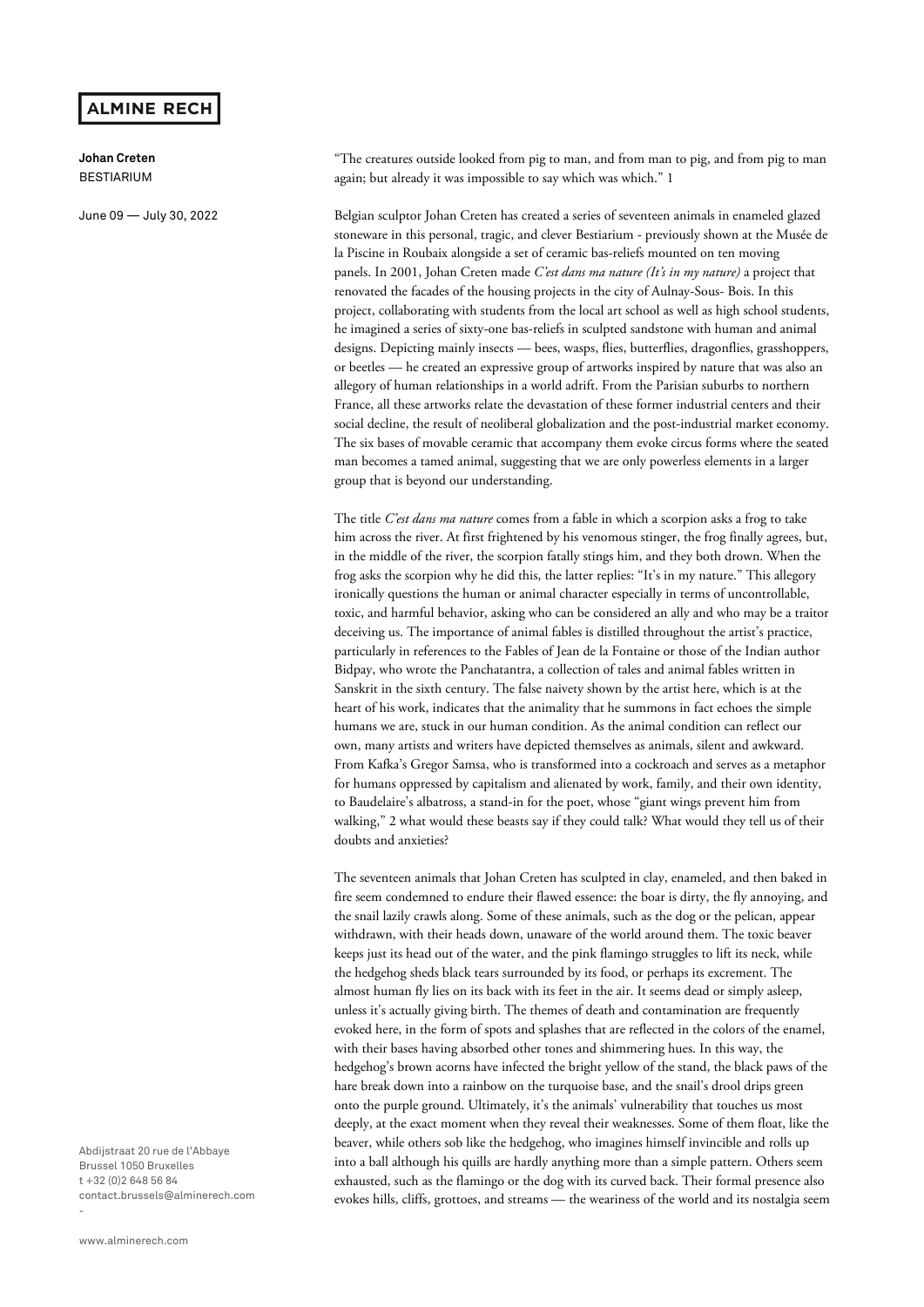**ALMINE RECH**

**Johan Creten**
BESTIARIUM

June 09 — July 30, 2022

"The creatures outside looked from pig to man, and from man to pig, and from pig to man again; but already it was impossible to say which was which." 1

Belgian sculptor Johan Creten has created a series of seventeen animals in enameled glazed stoneware in this personal, tragic, and clever Bestiarium - previously shown at the Musée de la Piscine in Roubaix alongside a set of ceramic bas-reliefs mounted on ten moving panels. In 2001, Johan Creten made *C'est dans ma nature (It's in my nature)* a project that renovated the facades of the housing projects in the city of Aulnay-Sous- Bois. In this project, collaborating with students from the local art school as well as high school students, he imagined a series of sixty-one bas-reliefs in sculpted sandstone with human and animal designs. Depicting mainly insects — bees, wasps, flies, butterflies, dragonflies, grasshoppers, or beetles — he created an expressive group of artworks inspired by nature that was also an allegory of human relationships in a world adrift. From the Parisian suburbs to northern France, all these artworks relate the devastation of these former industrial centers and their social decline, the result of neoliberal globalization and the post-industrial market economy. The six bases of movable ceramic that accompany them evoke circus forms where the seated man becomes a tamed animal, suggesting that we are only powerless elements in a larger group that is beyond our understanding.

The title *C'est dans ma nature* comes from a fable in which a scorpion asks a frog to take him across the river. At first frightened by his venomous stinger, the frog finally agrees, but, in the middle of the river, the scorpion fatally stings him, and they both drown. When the frog asks the scorpion why he did this, the latter replies: "It's in my nature." This allegory ironically questions the human or animal character especially in terms of uncontrollable, toxic, and harmful behavior, asking who can be considered an ally and who may be a traitor deceiving us. The importance of animal fables is distilled throughout the artist's practice, particularly in references to the Fables of Jean de la Fontaine or those of the Indian author Bidpay, who wrote the Panchatantra, a collection of tales and animal fables written in Sanskrit in the sixth century. The false naivety shown by the artist here, which is at the heart of his work, indicates that the animality that he summons in fact echoes the simple humans we are, stuck in our human condition. As the animal condition can reflect our own, many artists and writers have depicted themselves as animals, silent and awkward. From Kafka's Gregor Samsa, who is transformed into a cockroach and serves as a metaphor for humans oppressed by capitalism and alienated by work, family, and their own identity, to Baudelaire's albatross, a stand-in for the poet, whose "giant wings prevent him from walking," 2 what would these beasts say if they could talk? What would they tell us of their doubts and anxieties?

The seventeen animals that Johan Creten has sculpted in clay, enameled, and then baked in fire seem condemned to endure their flawed essence: the boar is dirty, the fly annoying, and the snail lazily crawls along. Some of these animals, such as the dog or the pelican, appear withdrawn, with their heads down, unaware of the world around them. The toxic beaver keeps just its head out of the water, and the pink flamingo struggles to lift its neck, while the hedgehog sheds black tears surrounded by its food, or perhaps its excrement. The almost human fly lies on its back with its feet in the air. It seems dead or simply asleep, unless it's actually giving birth. The themes of death and contamination are frequently evoked here, in the form of spots and splashes that are reflected in the colors of the enamel, with their bases having absorbed other tones and shimmering hues. In this way, the hedgehog's brown acorns have infected the bright yellow of the stand, the black paws of the hare break down into a rainbow on the turquoise base, and the snail's drool drips green onto the purple ground. Ultimately, it's the animals' vulnerability that touches us most deeply, at the exact moment when they reveal their weaknesses. Some of them float, like the beaver, while others sob like the hedgehog, who imagines himself invincible and rolls up into a ball although his quills are hardly anything more than a simple pattern. Others seem exhausted, such as the flamingo or the dog with its curved back. Their formal presence also evokes hills, cliffs, grottoes, and streams — the weariness of the world and its nostalgia seem

Abdijstraat 20 rue de l'Abbaye
Brussel 1050 Bruxelles
t +32 (0)2 648 56 84
contact.brussels@alminerech.com

www.alminerech.com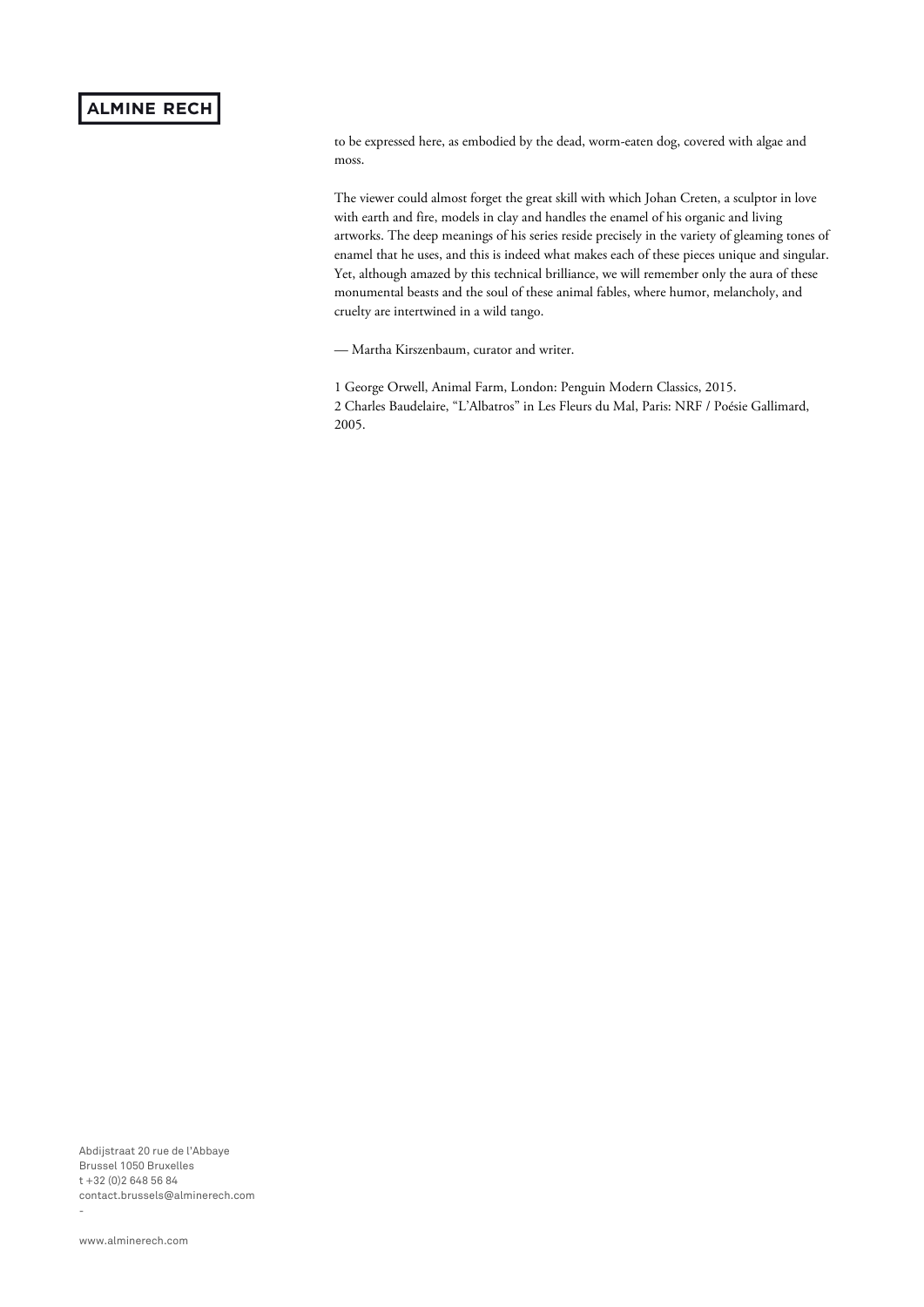to be expressed here, as embodied by the dead, worm-eaten dog, covered with algae and moss.

The viewer could almost forget the great skill with which Johan Creten, a sculptor in love with earth and fire, models in clay and handles the enamel of his organic and living artworks. The deep meanings of his series reside precisely in the variety of gleaming tones of enamel that he uses, and this is indeed what makes each of these pieces unique and singular. Yet, although amazed by this technical brilliance, we will remember only the aura of these monumental beasts and the soul of these animal fables, where humor, melancholy, and cruelty are intertwined in a wild tango.

— Martha Kirszenbaum, curator and writer.

1 George Orwell, Animal Farm, London: Penguin Modern Classics, 2015.
2 Charles Baudelaire, "L'Albatros" in Les Fleurs du Mal, Paris: NRF / Poésie Gallimard, 2005.